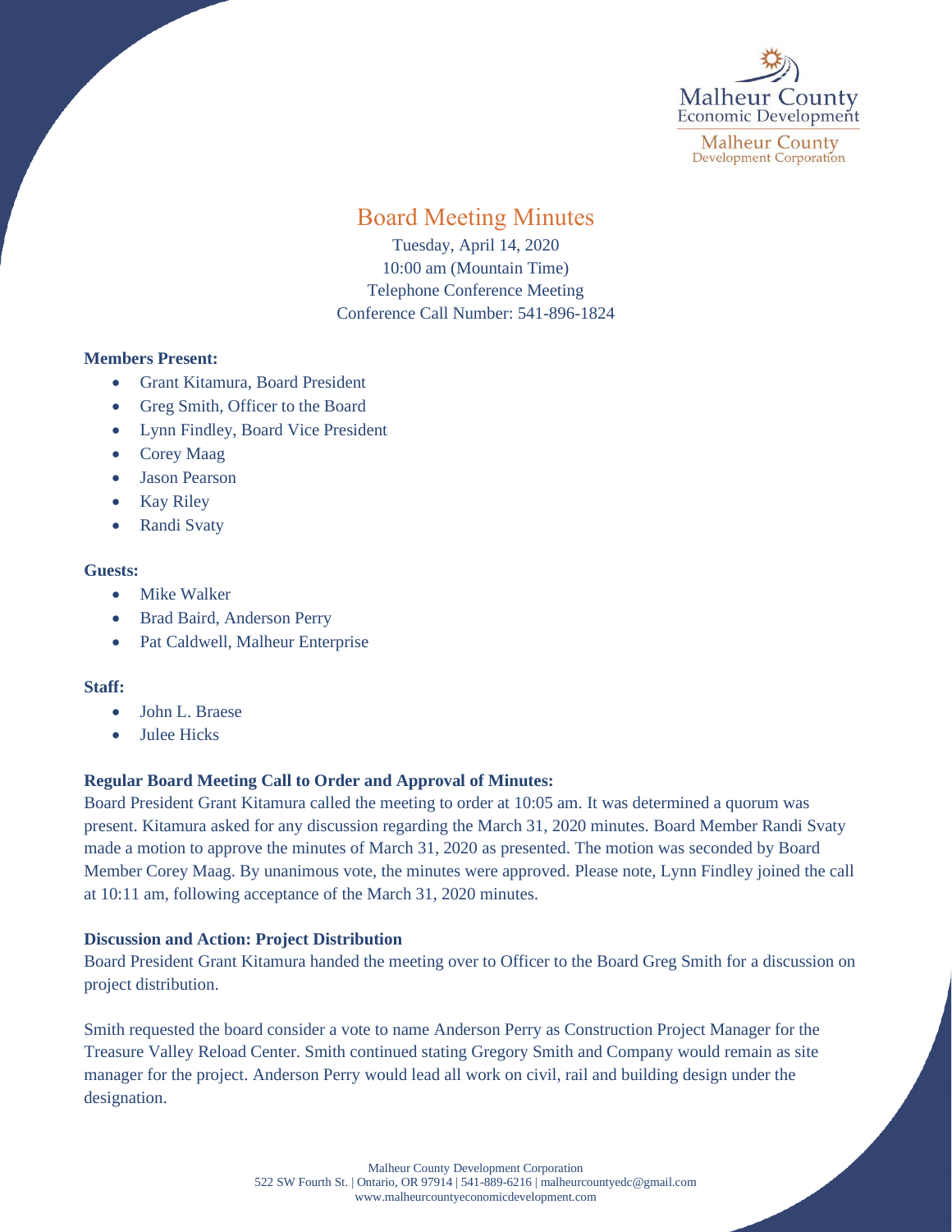# Board Meeting Minutes

Tuesday, April 14, 2020
10:00 am (Mountain Time)
Telephone Conference Meeting
Conference Call Number: 541-896-1824

**Members Present:**

- Grant Kitamura, Board President
- Greg Smith, Officer to the Board
- Lynn Findley, Board Vice President
- Corey Maag
- Jason Pearson
- Kay Riley
- Randi Svaty

**Guests:**

- Mike Walker
- Brad Baird, Anderson Perry
- Pat Caldwell, Malheur Enterprise

**Staff:**

- John L. Braese
- Julee Hicks

**Regular Board Meeting Call to Order and Approval of Minutes:**

Board President Grant Kitamura called the meeting to order at 10:05 am. It was determined a quorum was present. Kitamura asked for any discussion regarding the March 31, 2020 minutes. Board Member Randi Svaty made a motion to approve the minutes of March 31, 2020 as presented. The motion was seconded by Board Member Corey Maag. By unanimous vote, the minutes were approved. Please note, Lynn Findley joined the call at 10:11 am, following acceptance of the March 31, 2020 minutes.

**Discussion and Action: Project Distribution**

Board President Grant Kitamura handed the meeting over to Officer to the Board Greg Smith for a discussion on project distribution.

Smith requested the board consider a vote to name Anderson Perry as Construction Project Manager for the Treasure Valley Reload Center. Smith continued stating Gregory Smith and Company would remain as site manager for the project. Anderson Perry would lead all work on civil, rail and building design under the designation.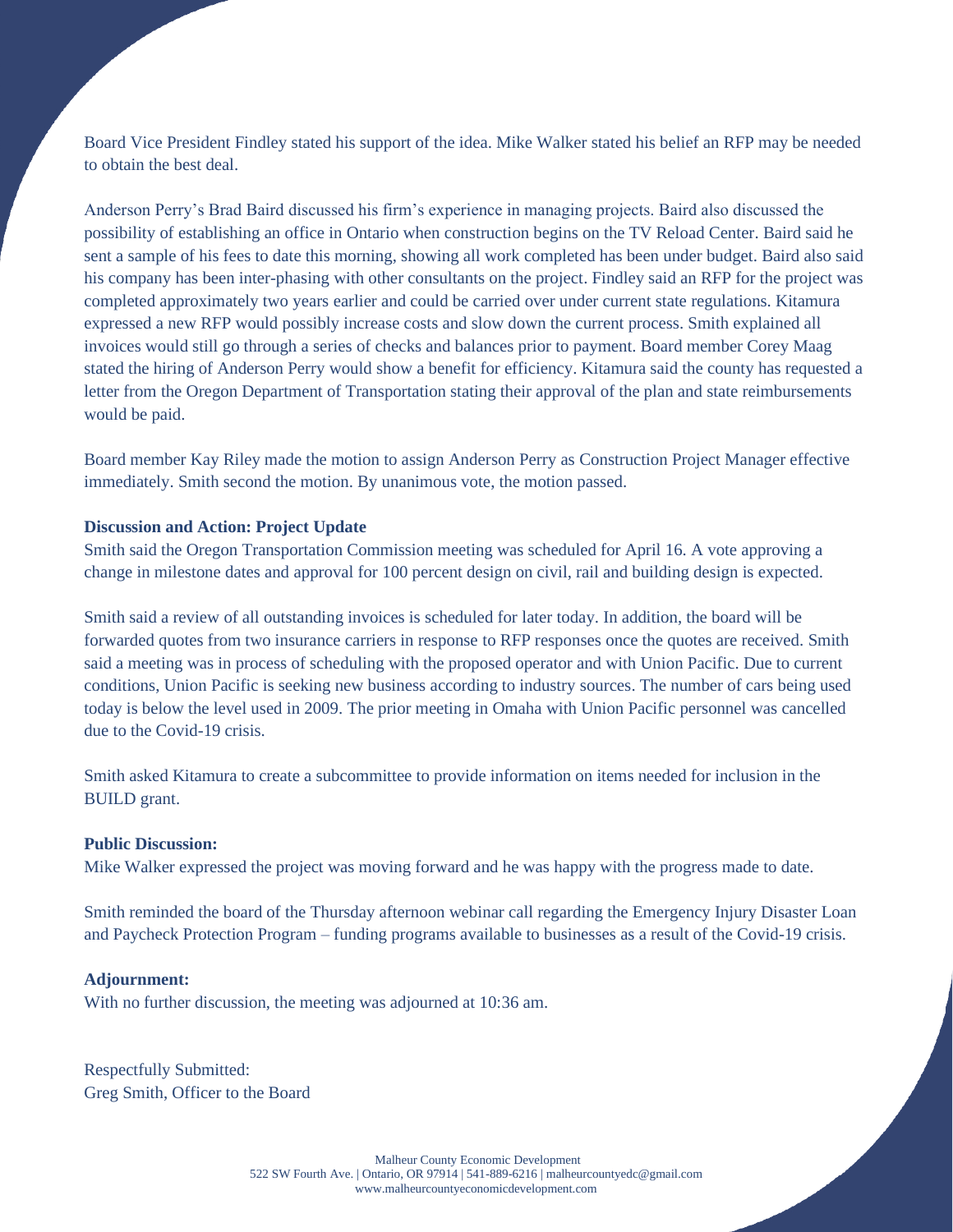Board Vice President Findley stated his support of the idea. Mike Walker stated his belief an RFP may be needed to obtain the best deal.

Anderson Perry's Brad Baird discussed his firm's experience in managing projects. Baird also discussed the possibility of establishing an office in Ontario when construction begins on the TV Reload Center. Baird said he sent a sample of his fees to date this morning, showing all work completed has been under budget. Baird also said his company has been inter-phasing with other consultants on the project. Findley said an RFP for the project was completed approximately two years earlier and could be carried over under current state regulations. Kitamura expressed a new RFP would possibly increase costs and slow down the current process. Smith explained all invoices would still go through a series of checks and balances prior to payment. Board member Corey Maag stated the hiring of Anderson Perry would show a benefit for efficiency. Kitamura said the county has requested a letter from the Oregon Department of Transportation stating their approval of the plan and state reimbursements would be paid.

Board member Kay Riley made the motion to assign Anderson Perry as Construction Project Manager effective immediately. Smith second the motion. By unanimous vote, the motion passed.

**Discussion and Action: Project Update**

Smith said the Oregon Transportation Commission meeting was scheduled for April 16. A vote approving a change in milestone dates and approval for 100 percent design on civil, rail and building design is expected.

Smith said a review of all outstanding invoices is scheduled for later today. In addition, the board will be forwarded quotes from two insurance carriers in response to RFP responses once the quotes are received. Smith said a meeting was in process of scheduling with the proposed operator and with Union Pacific. Due to current conditions, Union Pacific is seeking new business according to industry sources. The number of cars being used today is below the level used in 2009. The prior meeting in Omaha with Union Pacific personnel was cancelled due to the Covid-19 crisis.

Smith asked Kitamura to create a subcommittee to provide information on items needed for inclusion in the BUILD grant.

**Public Discussion:**

Mike Walker expressed the project was moving forward and he was happy with the progress made to date.

Smith reminded the board of the Thursday afternoon webinar call regarding the Emergency Injury Disaster Loan and Paycheck Protection Program – funding programs available to businesses as a result of the Covid-19 crisis.

**Adjournment:**

With no further discussion, the meeting was adjourned at 10:36 am.

Respectfully Submitted:
Greg Smith, Officer to the Board